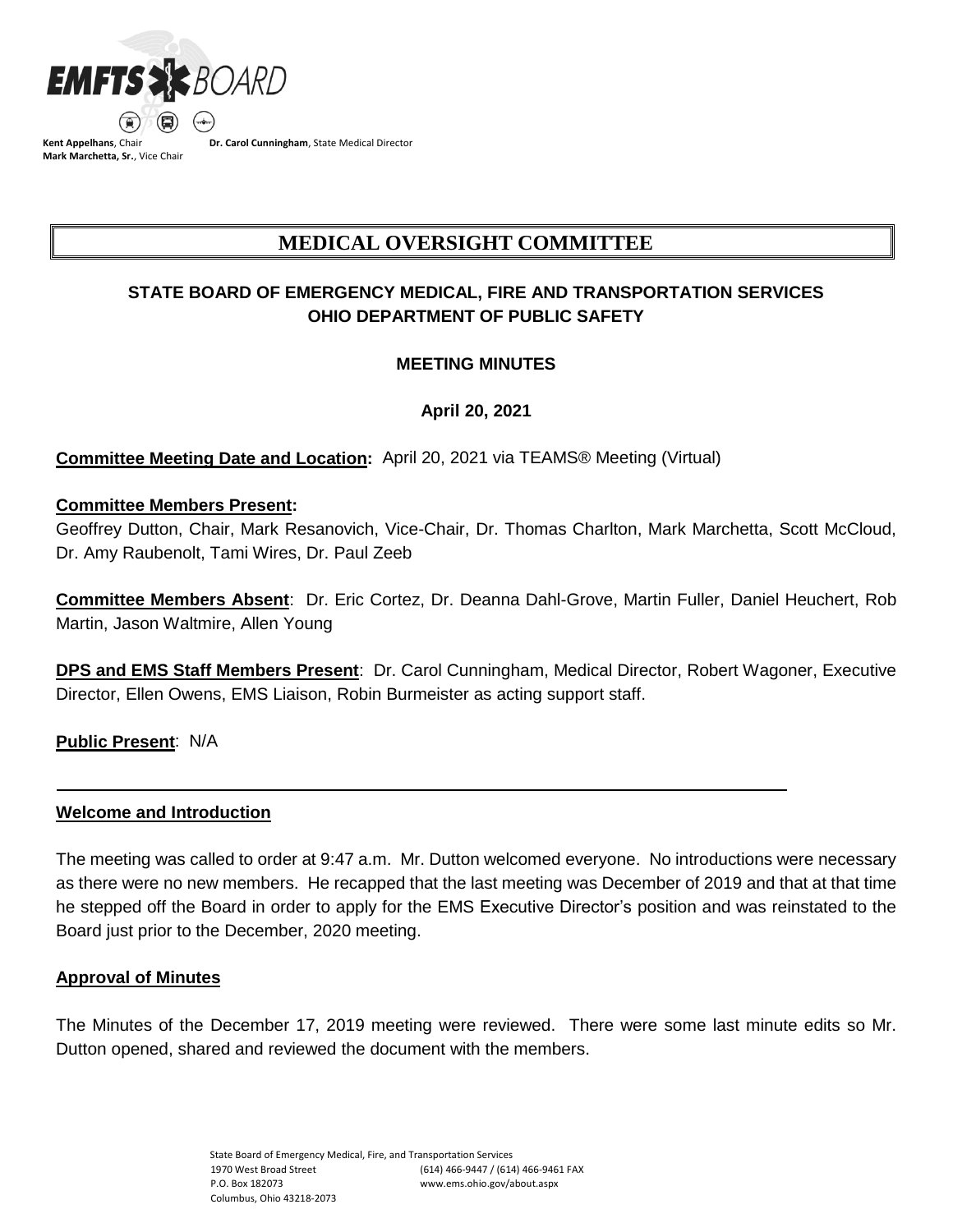**Kent Appelhans**, Chair
**Mark Marchetta, Sr.**, Vice Chair

**Dr. Carol Cunningham**, State Medical Director

# MEDICAL OVERSIGHT COMMITTEE

## STATE BOARD OF EMERGENCY MEDICAL, FIRE AND TRANSPORTATION SERVICES
## OHIO DEPARTMENT OF PUBLIC SAFETY

### MEETING MINUTES

### April 20, 2021

**Committee Meeting Date and Location:** April 20, 2021 via TEAMS® Meeting (Virtual)

**Committee Members Present:**
Geoffrey Dutton, Chair, Mark Resanovich, Vice-Chair, Dr. Thomas Charlton, Mark Marchetta, Scott McCloud, Dr. Amy Raubenolt, Tami Wires, Dr. Paul Zeeb

**Committee Members Absent**: Dr. Eric Cortez, Dr. Deanna Dahl-Grove, Martin Fuller, Daniel Heuchert, Rob Martin, Jason Waltmire, Allen Young

**DPS and EMS Staff Members Present**: Dr. Carol Cunningham, Medical Director, Robert Wagoner, Executive Director, Ellen Owens, EMS Liaison, Robin Burmeister as acting support staff.

**Public Present**: N/A

---

**Welcome and Introduction**

The meeting was called to order at 9:47 a.m. Mr. Dutton welcomed everyone. No introductions were necessary as there were no new members. He recapped that the last meeting was December of 2019 and that at that time he stepped off the Board in order to apply for the EMS Executive Director's position and was reinstated to the Board just prior to the December, 2020 meeting.

**Approval of Minutes**

The Minutes of the December 17, 2019 meeting were reviewed. There were some last minute edits so Mr. Dutton opened, shared and reviewed the document with the members.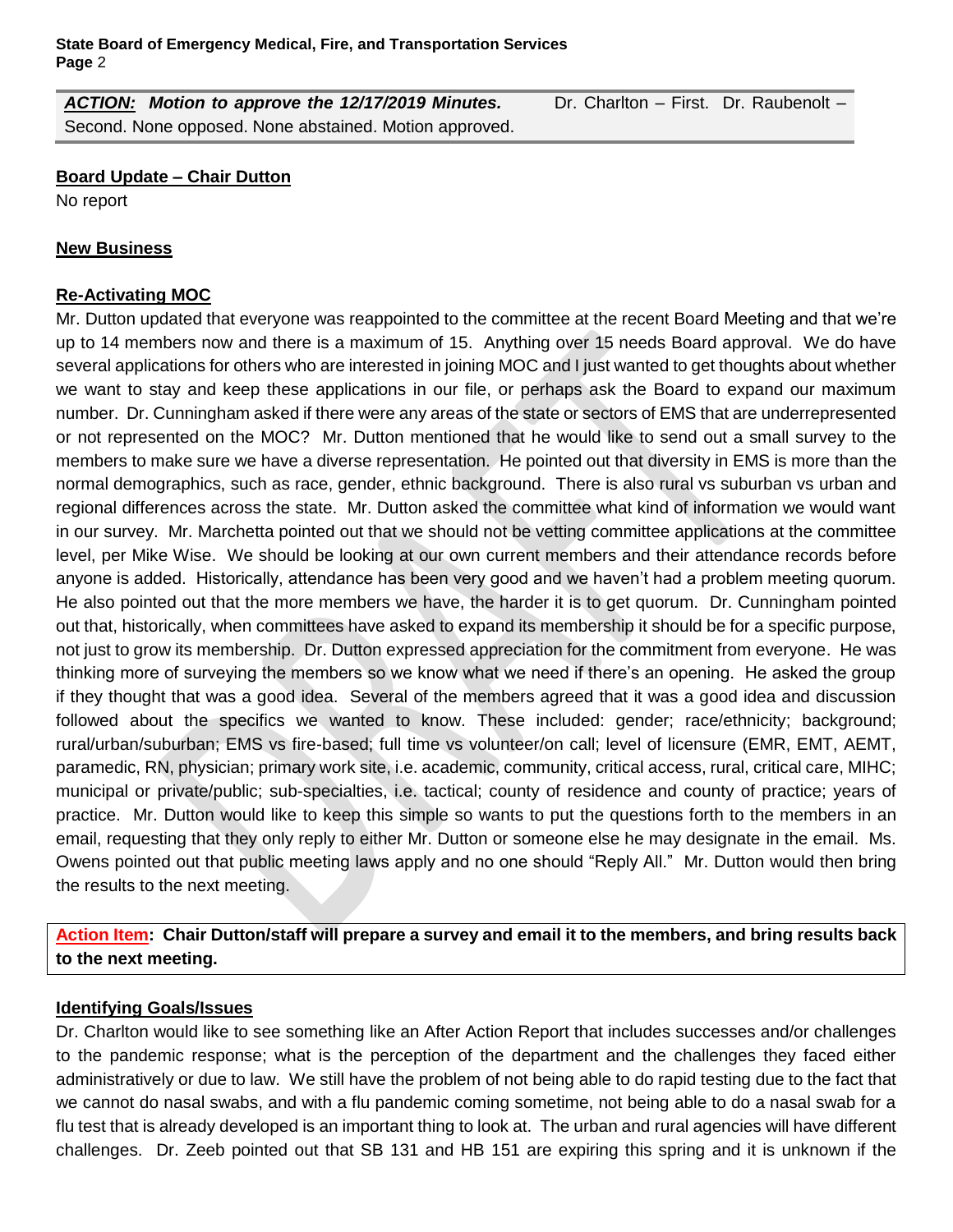***ACTION:*** ***Motion to approve the 12/17/2019 Minutes.*** Dr. Charlton – First. Dr. Raubenolt – Second. None opposed. None abstained. Motion approved.

**Board Update – Chair Dutton**

No report

**New Business**

**Re-Activating MOC**

Mr. Dutton updated that everyone was reappointed to the committee at the recent Board Meeting and that we're up to 14 members now and there is a maximum of 15. Anything over 15 needs Board approval. We do have several applications for others who are interested in joining MOC and I just wanted to get thoughts about whether we want to stay and keep these applications in our file, or perhaps ask the Board to expand our maximum number. Dr. Cunningham asked if there were any areas of the state or sectors of EMS that are underrepresented or not represented on the MOC? Mr. Dutton mentioned that he would like to send out a small survey to the members to make sure we have a diverse representation. He pointed out that diversity in EMS is more than the normal demographics, such as race, gender, ethnic background. There is also rural vs suburban vs urban and regional differences across the state. Mr. Dutton asked the committee what kind of information we would want in our survey. Mr. Marchetta pointed out that we should not be vetting committee applications at the committee level, per Mike Wise. We should be looking at our own current members and their attendance records before anyone is added. Historically, attendance has been very good and we haven't had a problem meeting quorum. He also pointed out that the more members we have, the harder it is to get quorum. Dr. Cunningham pointed out that, historically, when committees have asked to expand its membership it should be for a specific purpose, not just to grow its membership. Dr. Dutton expressed appreciation for the commitment from everyone. He was thinking more of surveying the members so we know what we need if there's an opening. He asked the group if they thought that was a good idea. Several of the members agreed that it was a good idea and discussion followed about the specifics we wanted to know. These included: gender; race/ethnicity; background; rural/urban/suburban; EMS vs fire-based; full time vs volunteer/on call; level of licensure (EMR, EMT, AEMT, paramedic, RN, physician; primary work site, i.e. academic, community, critical access, rural, critical care, MIHC; municipal or private/public; sub-specialties, i.e. tactical; county of residence and county of practice; years of practice. Mr. Dutton would like to keep this simple so wants to put the questions forth to the members in an email, requesting that they only reply to either Mr. Dutton or someone else he may designate in the email. Ms. Owens pointed out that public meeting laws apply and no one should "Reply All." Mr. Dutton would then bring the results to the next meeting.

**Action Item: Chair Dutton/staff will prepare a survey and email it to the members, and bring results back to the next meeting.**

**Identifying Goals/Issues**

Dr. Charlton would like to see something like an After Action Report that includes successes and/or challenges to the pandemic response; what is the perception of the department and the challenges they faced either administratively or due to law. We still have the problem of not being able to do rapid testing due to the fact that we cannot do nasal swabs, and with a flu pandemic coming sometime, not being able to do a nasal swab for a flu test that is already developed is an important thing to look at. The urban and rural agencies will have different challenges. Dr. Zeeb pointed out that SB 131 and HB 151 are expiring this spring and it is unknown if the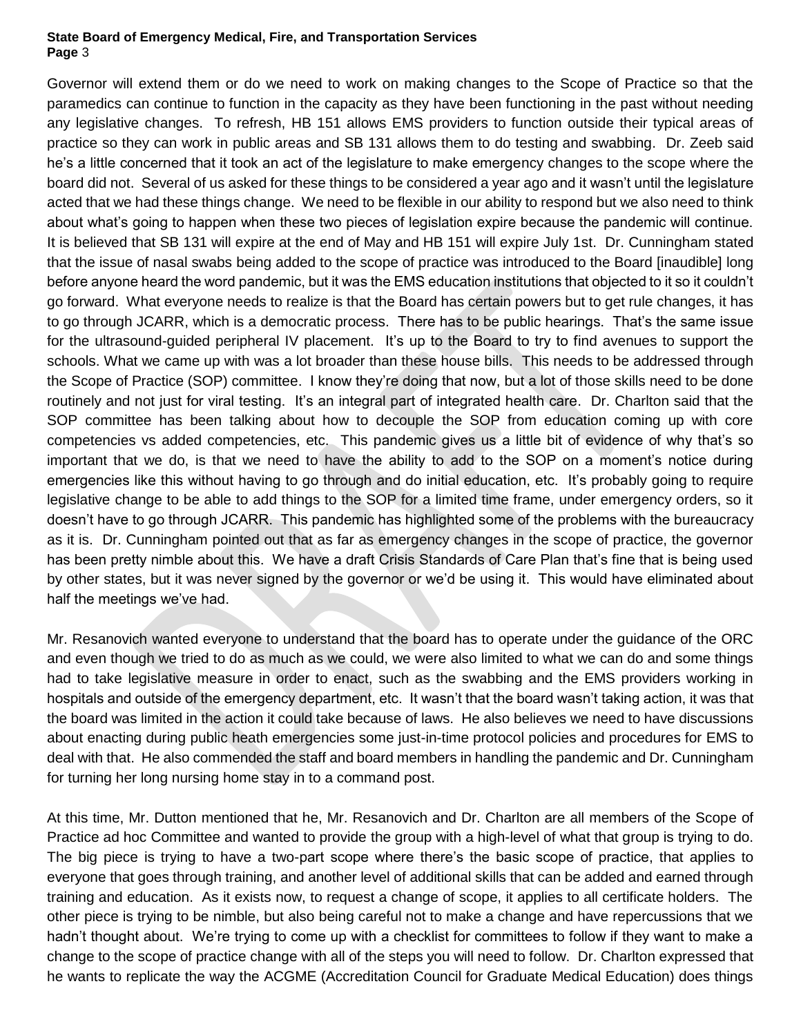Governor will extend them or do we need to work on making changes to the Scope of Practice so that the paramedics can continue to function in the capacity as they have been functioning in the past without needing any legislative changes. To refresh, HB 151 allows EMS providers to function outside their typical areas of practice so they can work in public areas and SB 131 allows them to do testing and swabbing. Dr. Zeeb said he's a little concerned that it took an act of the legislature to make emergency changes to the scope where the board did not. Several of us asked for these things to be considered a year ago and it wasn't until the legislature acted that we had these things change. We need to be flexible in our ability to respond but we also need to think about what's going to happen when these two pieces of legislation expire because the pandemic will continue. It is believed that SB 131 will expire at the end of May and HB 151 will expire July 1st. Dr. Cunningham stated that the issue of nasal swabs being added to the scope of practice was introduced to the Board [inaudible] long before anyone heard the word pandemic, but it was the EMS education institutions that objected to it so it couldn't go forward. What everyone needs to realize is that the Board has certain powers but to get rule changes, it has to go through JCARR, which is a democratic process. There has to be public hearings. That's the same issue for the ultrasound-guided peripheral IV placement. It's up to the Board to try to find avenues to support the schools. What we came up with was a lot broader than these house bills. This needs to be addressed through the Scope of Practice (SOP) committee. I know they're doing that now, but a lot of those skills need to be done routinely and not just for viral testing. It's an integral part of integrated health care. Dr. Charlton said that the SOP committee has been talking about how to decouple the SOP from education coming up with core competencies vs added competencies, etc. This pandemic gives us a little bit of evidence of why that's so important that we do, is that we need to have the ability to add to the SOP on a moment's notice during emergencies like this without having to go through and do initial education, etc. It's probably going to require legislative change to be able to add things to the SOP for a limited time frame, under emergency orders, so it doesn't have to go through JCARR. This pandemic has highlighted some of the problems with the bureaucracy as it is. Dr. Cunningham pointed out that as far as emergency changes in the scope of practice, the governor has been pretty nimble about this. We have a draft Crisis Standards of Care Plan that's fine that is being used by other states, but it was never signed by the governor or we'd be using it. This would have eliminated about half the meetings we've had.

Mr. Resanovich wanted everyone to understand that the board has to operate under the guidance of the ORC and even though we tried to do as much as we could, we were also limited to what we can do and some things had to take legislative measure in order to enact, such as the swabbing and the EMS providers working in hospitals and outside of the emergency department, etc. It wasn't that the board wasn't taking action, it was that the board was limited in the action it could take because of laws. He also believes we need to have discussions about enacting during public heath emergencies some just-in-time protocol policies and procedures for EMS to deal with that. He also commended the staff and board members in handling the pandemic and Dr. Cunningham for turning her long nursing home stay in to a command post.

At this time, Mr. Dutton mentioned that he, Mr. Resanovich and Dr. Charlton are all members of the Scope of Practice ad hoc Committee and wanted to provide the group with a high-level of what that group is trying to do. The big piece is trying to have a two-part scope where there's the basic scope of practice, that applies to everyone that goes through training, and another level of additional skills that can be added and earned through training and education. As it exists now, to request a change of scope, it applies to all certificate holders. The other piece is trying to be nimble, but also being careful not to make a change and have repercussions that we hadn't thought about. We're trying to come up with a checklist for committees to follow if they want to make a change to the scope of practice change with all of the steps you will need to follow. Dr. Charlton expressed that he wants to replicate the way the ACGME (Accreditation Council for Graduate Medical Education) does things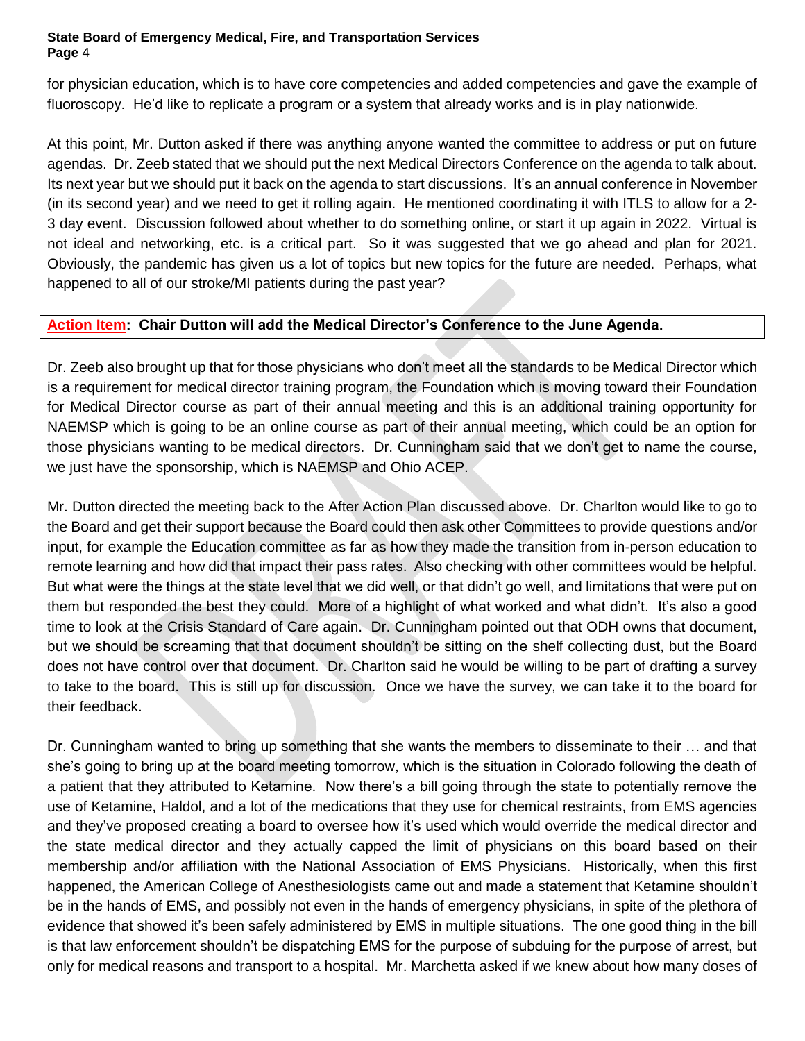for physician education, which is to have core competencies and added competencies and gave the example of fluoroscopy. He'd like to replicate a program or a system that already works and is in play nationwide.

At this point, Mr. Dutton asked if there was anything anyone wanted the committee to address or put on future agendas. Dr. Zeeb stated that we should put the next Medical Directors Conference on the agenda to talk about. Its next year but we should put it back on the agenda to start discussions. It's an annual conference in November (in its second year) and we need to get it rolling again. He mentioned coordinating it with ITLS to allow for a 2-3 day event. Discussion followed about whether to do something online, or start it up again in 2022. Virtual is not ideal and networking, etc. is a critical part. So it was suggested that we go ahead and plan for 2021. Obviously, the pandemic has given us a lot of topics but new topics for the future are needed. Perhaps, what happened to all of our stroke/MI patients during the past year?

**Action Item: Chair Dutton will add the Medical Director's Conference to the June Agenda.**

Dr. Zeeb also brought up that for those physicians who don't meet all the standards to be Medical Director which is a requirement for medical director training program, the Foundation which is moving toward their Foundation for Medical Director course as part of their annual meeting and this is an additional training opportunity for NAEMSP which is going to be an online course as part of their annual meeting, which could be an option for those physicians wanting to be medical directors. Dr. Cunningham said that we don't get to name the course, we just have the sponsorship, which is NAEMSP and Ohio ACEP.

Mr. Dutton directed the meeting back to the After Action Plan discussed above. Dr. Charlton would like to go to the Board and get their support because the Board could then ask other Committees to provide questions and/or input, for example the Education committee as far as how they made the transition from in-person education to remote learning and how did that impact their pass rates. Also checking with other committees would be helpful. But what were the things at the state level that we did well, or that didn't go well, and limitations that were put on them but responded the best they could. More of a highlight of what worked and what didn't. It's also a good time to look at the Crisis Standard of Care again. Dr. Cunningham pointed out that ODH owns that document, but we should be screaming that that document shouldn't be sitting on the shelf collecting dust, but the Board does not have control over that document. Dr. Charlton said he would be willing to be part of drafting a survey to take to the board. This is still up for discussion. Once we have the survey, we can take it to the board for their feedback.

Dr. Cunningham wanted to bring up something that she wants the members to disseminate to their … and that she's going to bring up at the board meeting tomorrow, which is the situation in Colorado following the death of a patient that they attributed to Ketamine. Now there's a bill going through the state to potentially remove the use of Ketamine, Haldol, and a lot of the medications that they use for chemical restraints, from EMS agencies and they've proposed creating a board to oversee how it's used which would override the medical director and the state medical director and they actually capped the limit of physicians on this board based on their membership and/or affiliation with the National Association of EMS Physicians. Historically, when this first happened, the American College of Anesthesiologists came out and made a statement that Ketamine shouldn't be in the hands of EMS, and possibly not even in the hands of emergency physicians, in spite of the plethora of evidence that showed it's been safely administered by EMS in multiple situations. The one good thing in the bill is that law enforcement shouldn't be dispatching EMS for the purpose of subduing for the purpose of arrest, but only for medical reasons and transport to a hospital. Mr. Marchetta asked if we knew about how many doses of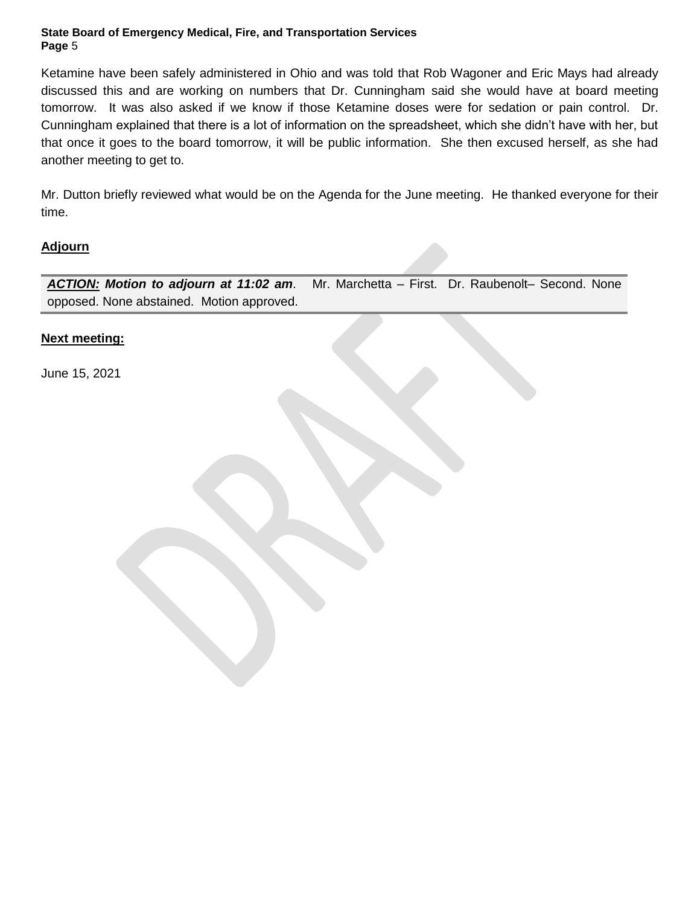Ketamine have been safely administered in Ohio and was told that Rob Wagoner and Eric Mays had already discussed this and are working on numbers that Dr. Cunningham said she would have at board meeting tomorrow. It was also asked if we know if those Ketamine doses were for sedation or pain control. Dr. Cunningham explained that there is a lot of information on the spreadsheet, which she didn't have with her, but that once it goes to the board tomorrow, it will be public information. She then excused herself, as she had another meeting to get to.

Mr. Dutton briefly reviewed what would be on the Agenda for the June meeting. He thanked everyone for their time.

**Adjourn**

***ACTION:*** ***Motion to adjourn at 11:02 am***. Mr. Marchetta – First. Dr. Raubenolt– Second. None opposed. None abstained. Motion approved.

**Next meeting:**

June 15, 2021